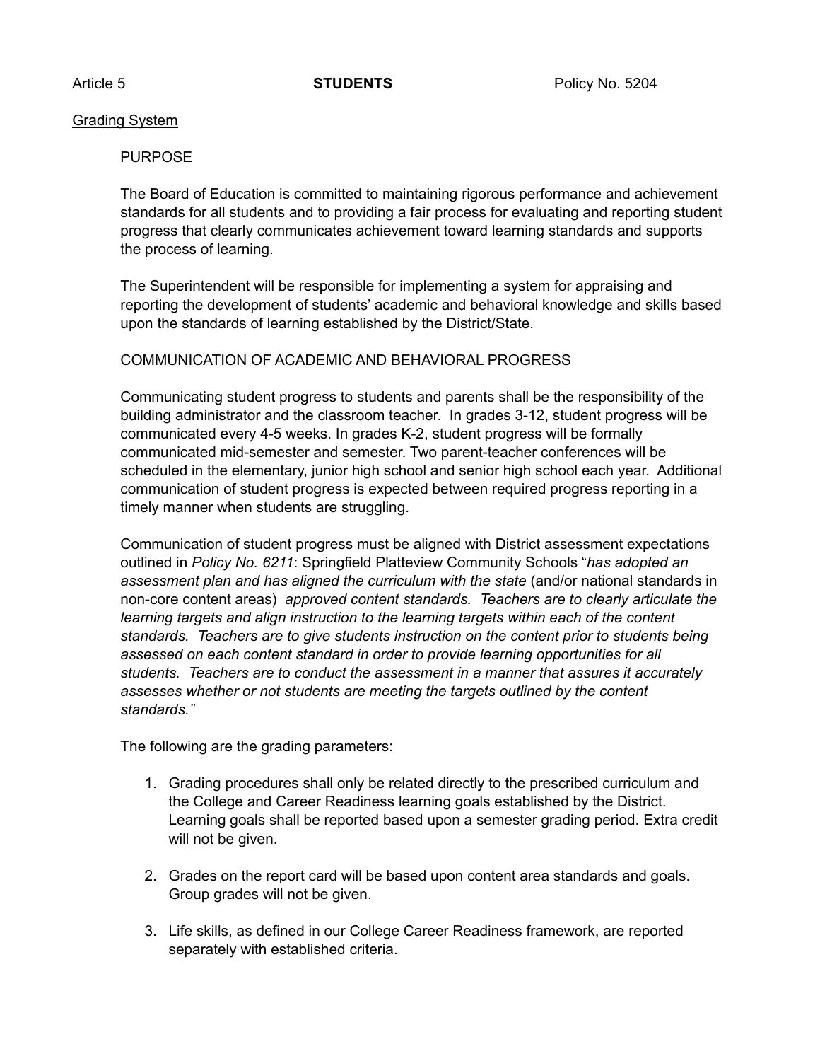Article 5 **STUDENTS** Policy No. 5204

Grading System

PURPOSE

The Board of Education is committed to maintaining rigorous performance and achievement standards for all students and to providing a fair process for evaluating and reporting student progress that clearly communicates achievement toward learning standards and supports the process of learning.

The Superintendent will be responsible for implementing a system for appraising and reporting the development of students' academic and behavioral knowledge and skills based upon the standards of learning established by the District/State.

COMMUNICATION OF ACADEMIC AND BEHAVIORAL PROGRESS

Communicating student progress to students and parents shall be the responsibility of the building administrator and the classroom teacher. In grades 3-12, student progress will be communicated every 4-5 weeks. In grades K-2, student progress will be formally communicated mid-semester and semester. Two parent-teacher conferences will be scheduled in the elementary, junior high school and senior high school each year. Additional communication of student progress is expected between required progress reporting in a timely manner when students are struggling.

Communication of student progress must be aligned with District assessment expectations outlined in *Policy No. 6211*: Springfield Platteview Community Schools "*has adopted an assessment plan and has aligned the curriculum with the state* (and/or national standards in non-core content areas) *approved content standards. Teachers are to clearly articulate the learning targets and align instruction to the learning targets within each of the content standards. Teachers are to give students instruction on the content prior to students being assessed on each content standard in order to provide learning opportunities for all students. Teachers are to conduct the assessment in a manner that assures it accurately assesses whether or not students are meeting the targets outlined by the content standards."*

The following are the grading parameters:

1. Grading procedures shall only be related directly to the prescribed curriculum and the College and Career Readiness learning goals established by the District. Learning goals shall be reported based upon a semester grading period. Extra credit will not be given.

2. Grades on the report card will be based upon content area standards and goals. Group grades will not be given.

3. Life skills, as defined in our College Career Readiness framework, are reported separately with established criteria.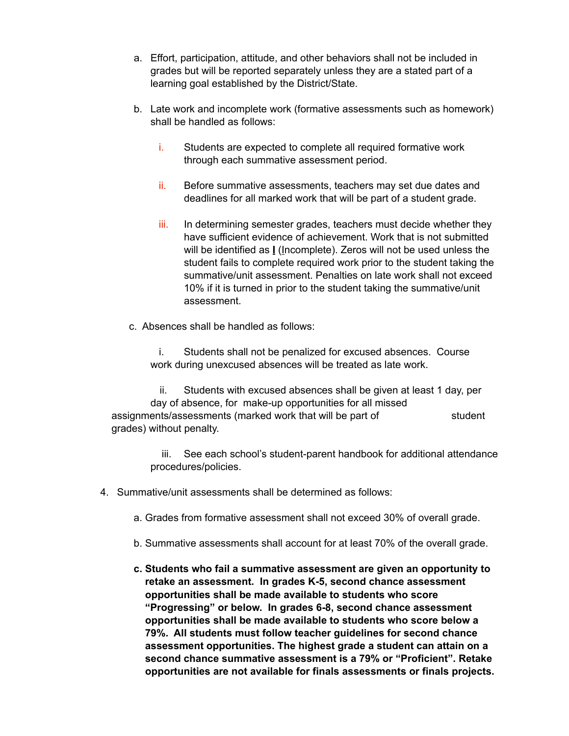a. Effort, participation, attitude, and other behaviors shall not be included in grades but will be reported separately unless they are a stated part of a learning goal established by the District/State.

b. Late work and incomplete work (formative assessments such as homework) shall be handled as follows:

   i. Students are expected to complete all required formative work through each summative assessment period.

   ii. Before summative assessments, teachers may set due dates and deadlines for all marked work that will be part of a student grade.

   iii. In determining semester grades, teachers must decide whether they have sufficient evidence of achievement. Work that is not submitted will be identified as **I** (Incomplete). Zeros will not be used unless the student fails to complete required work prior to the student taking the summative/unit assessment. Penalties on late work shall not exceed 10% if it is turned in prior to the student taking the summative/unit assessment.

c. Absences shall be handled as follows:

   i. Students shall not be penalized for excused absences. Course work during unexcused absences will be treated as late work.

   ii. Students with excused absences shall be given at least 1 day, per day of absence, for make-up opportunities for all missed assignments/assessments (marked work that will be part of student grades) without penalty.

   iii. See each school's student-parent handbook for additional attendance procedures/policies.

4. Summative/unit assessments shall be determined as follows:

   a. Grades from formative assessment shall not exceed 30% of overall grade.

   b. Summative assessments shall account for at least 70% of the overall grade.

   **c. Students who fail a summative assessment are given an opportunity to retake an assessment. In grades K-5, second chance assessment opportunities shall be made available to students who score "Progressing" or below. In grades 6-8, second chance assessment opportunities shall be made available to students who score below a 79%. All students must follow teacher guidelines for second chance assessment opportunities. The highest grade a student can attain on a second chance summative assessment is a 79% or "Proficient". Retake opportunities are not available for finals assessments or finals projects.**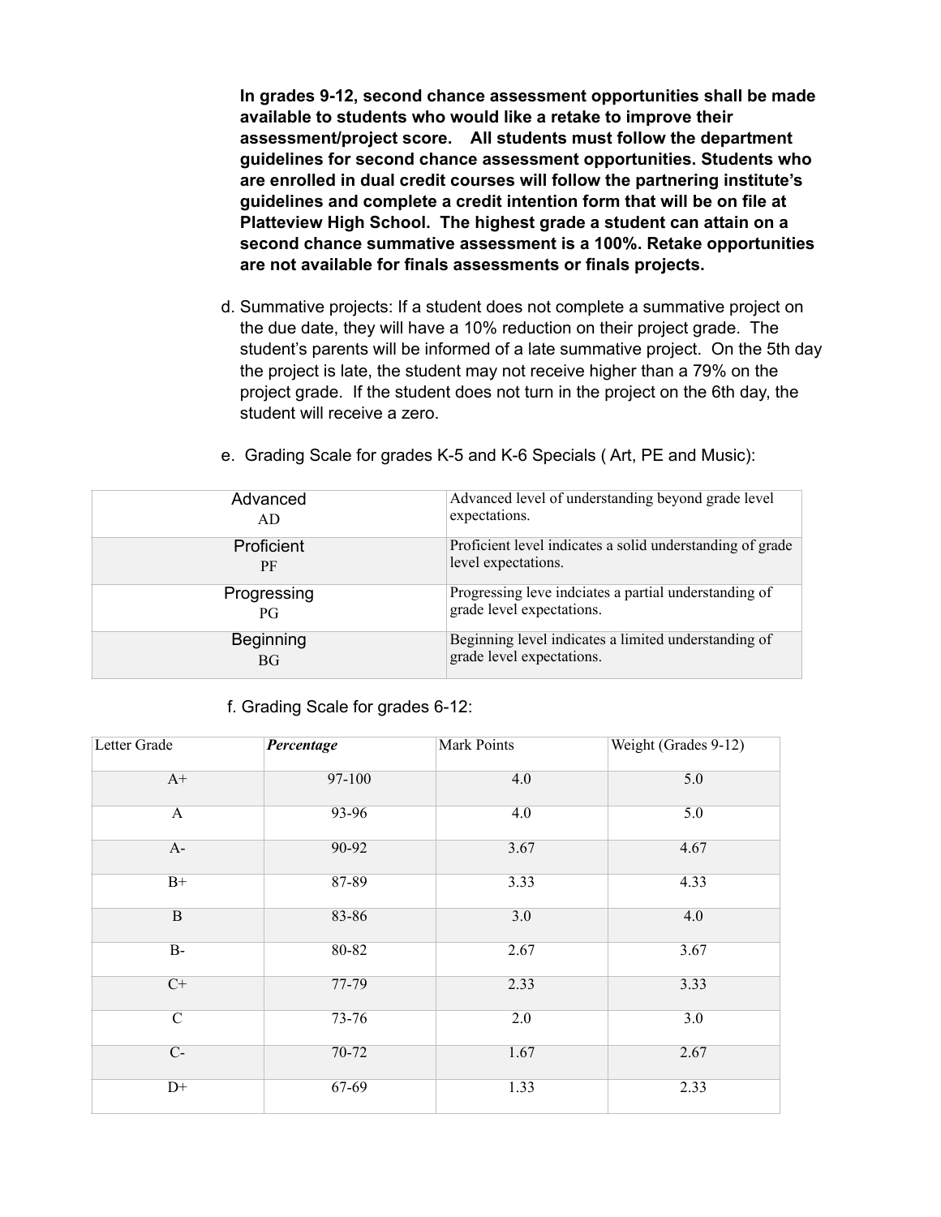**In grades 9-12, second chance assessment opportunities shall be made available to students who would like a retake to improve their assessment/project score. All students must follow the department guidelines for second chance assessment opportunities. Students who are enrolled in dual credit courses will follow the partnering institute's guidelines and complete a credit intention form that will be on file at Platteview High School. The highest grade a student can attain on a second chance summative assessment is a 100%. Retake opportunities are not available for finals assessments or finals projects.**

d. Summative projects: If a student does not complete a summative project on the due date, they will have a 10% reduction on their project grade. The student's parents will be informed of a late summative project. On the 5th day the project is late, the student may not receive higher than a 79% on the project grade. If the student does not turn in the project on the 6th day, the student will receive a zero.

e. Grading Scale for grades K-5 and K-6 Specials ( Art, PE and Music):

| | |
|---|---|
| Advanced<br>AD | Advanced level of understanding beyond grade level expectations. |
| Proficient<br>PF | Proficient level indicates a solid understanding of grade level expectations. |
| Progressing<br>PG | Progressing leve indciates a partial understanding of grade level expectations. |
| Beginning<br>BG | Beginning level indicates a limited understanding of grade level expectations. |

f. Grading Scale for grades 6-12:

| Letter Grade | *Percentage* | Mark Points | Weight (Grades 9-12) |
|---|---|---|---|
| A+ | 97-100 | 4.0 | 5.0 |
| A | 93-96 | 4.0 | 5.0 |
| A- | 90-92 | 3.67 | 4.67 |
| B+ | 87-89 | 3.33 | 4.33 |
| B | 83-86 | 3.0 | 4.0 |
| B- | 80-82 | 2.67 | 3.67 |
| C+ | 77-79 | 2.33 | 3.33 |
| C | 73-76 | 2.0 | 3.0 |
| C- | 70-72 | 1.67 | 2.67 |
| D+ | 67-69 | 1.33 | 2.33 |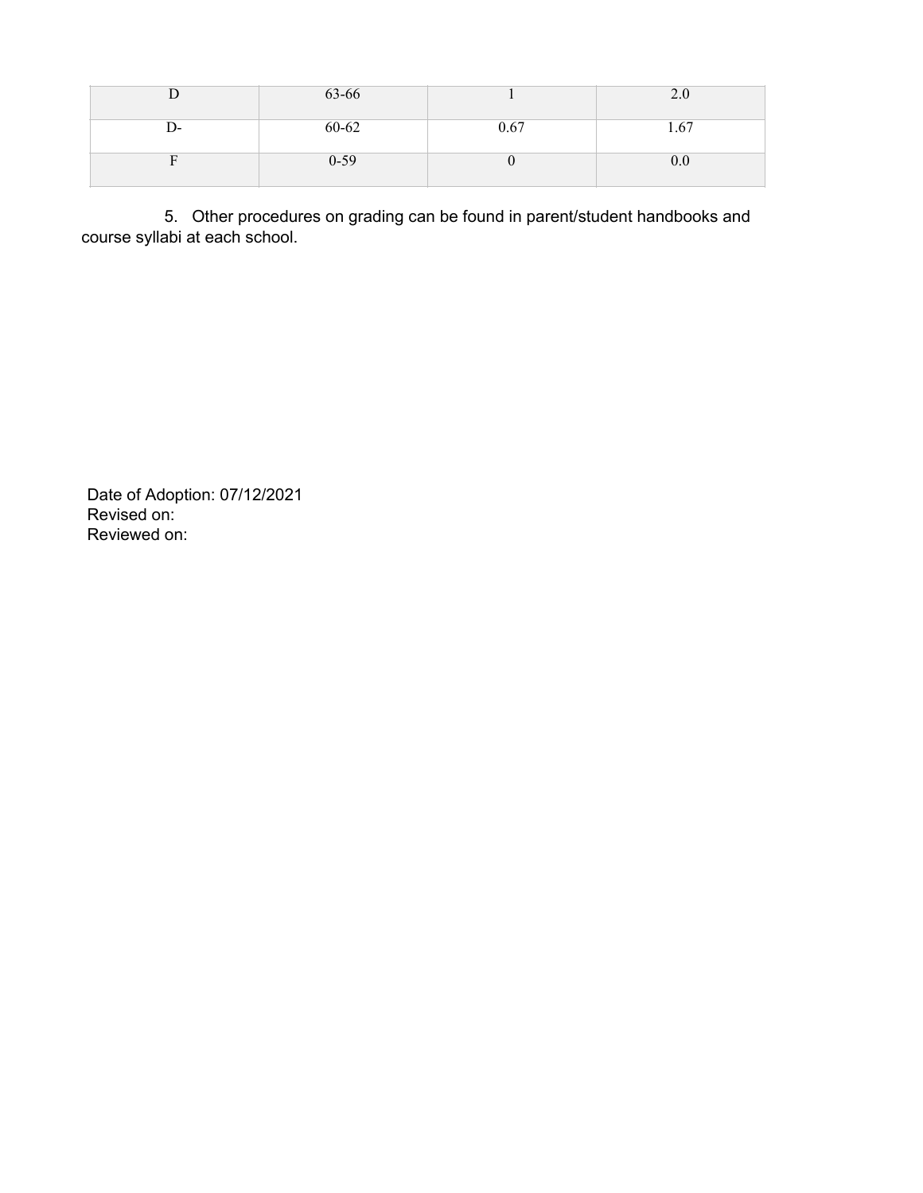| | | | |
|---|---|---|---|
| D | 63-66 | 1 | 2.0 |
| D- | 60-62 | 0.67 | 1.67 |
| F | 0-59 | 0 | 0.0 |

5. Other procedures on grading can be found in parent/student handbooks and course syllabi at each school.

Date of Adoption: 07/12/2021
Revised on:
Reviewed on: